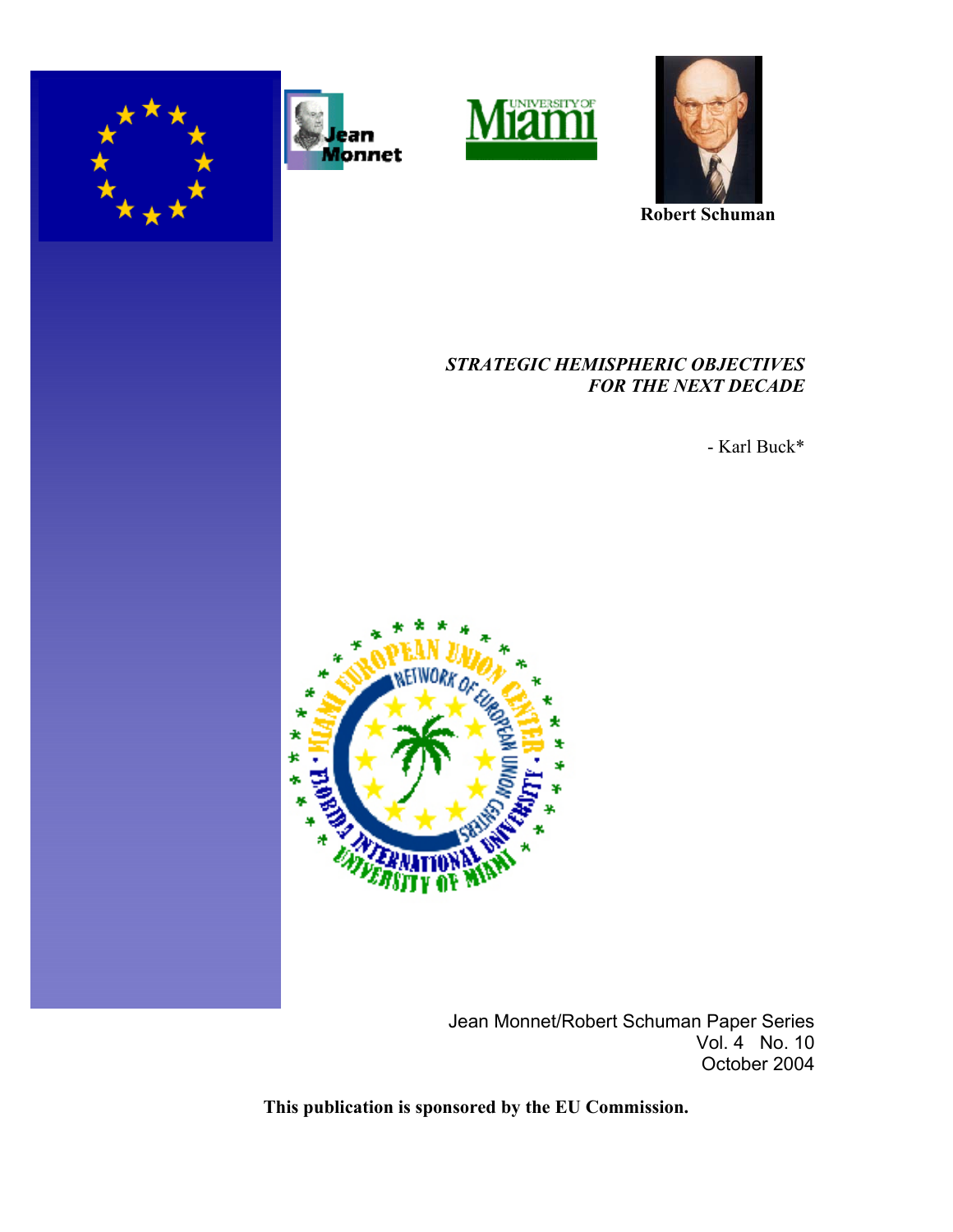Robert Schuman

*STRATEGIC HEMISPHERIC OBJECTIVES FOR THE NEXT DECADE*

- Karl Buck*

Jean Monnet/Robert Schuman Paper Series
Vol. 4 No. 10
October 2004

**This publication is sponsored by the EU Commission.**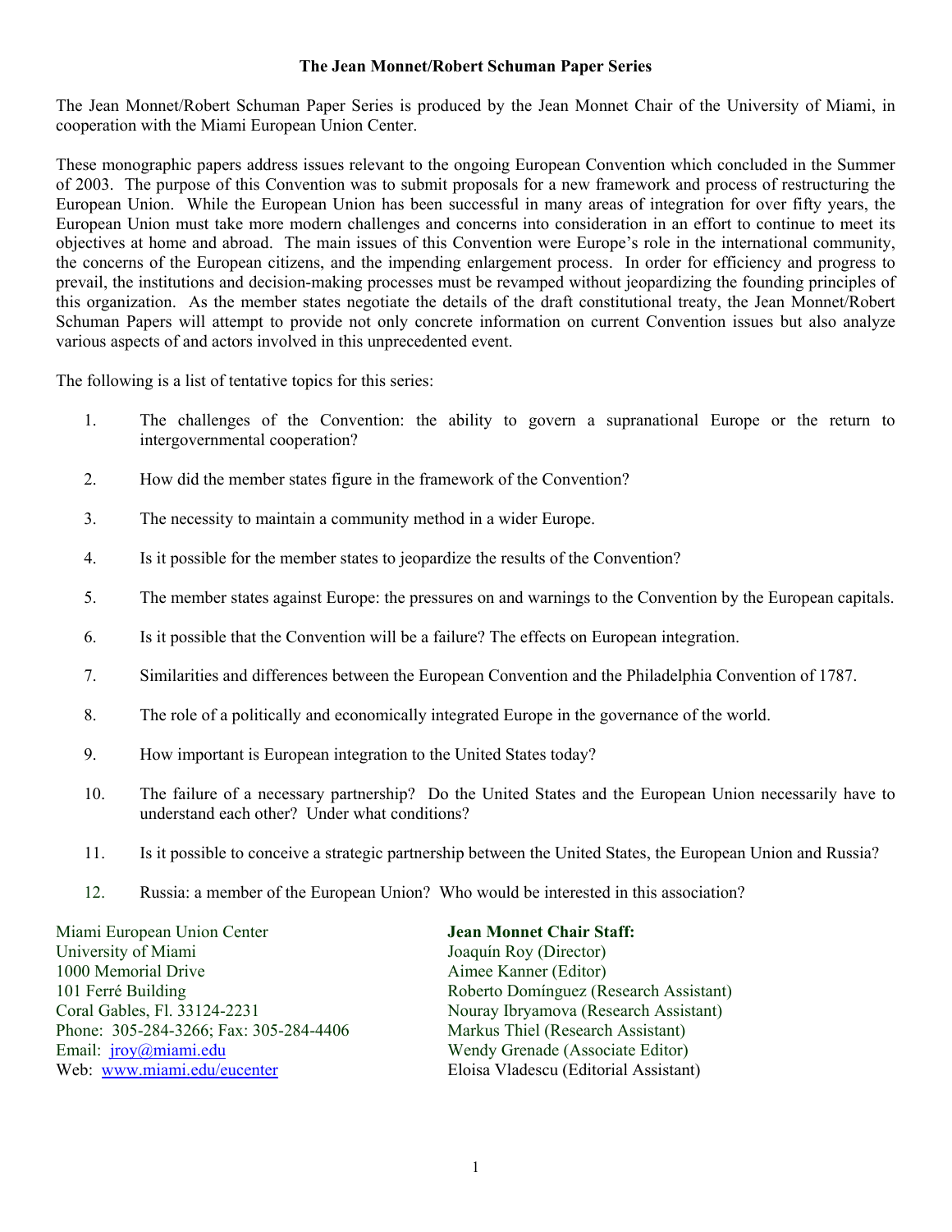**The Jean Monnet/Robert Schuman Paper Series**

The Jean Monnet/Robert Schuman Paper Series is produced by the Jean Monnet Chair of the University of Miami, in cooperation with the Miami European Union Center.

These monographic papers address issues relevant to the ongoing European Convention which concluded in the Summer of 2003. The purpose of this Convention was to submit proposals for a new framework and process of restructuring the European Union. While the European Union has been successful in many areas of integration for over fifty years, the European Union must take more modern challenges and concerns into consideration in an effort to continue to meet its objectives at home and abroad. The main issues of this Convention were Europe's role in the international community, the concerns of the European citizens, and the impending enlargement process. In order for efficiency and progress to prevail, the institutions and decision-making processes must be revamped without jeopardizing the founding principles of this organization. As the member states negotiate the details of the draft constitutional treaty, the Jean Monnet/Robert Schuman Papers will attempt to provide not only concrete information on current Convention issues but also analyze various aspects of and actors involved in this unprecedented event.

The following is a list of tentative topics for this series:

1. The challenges of the Convention: the ability to govern a supranational Europe or the return to intergovernmental cooperation?
2. How did the member states figure in the framework of the Convention?
3. The necessity to maintain a community method in a wider Europe.
4. Is it possible for the member states to jeopardize the results of the Convention?
5. The member states against Europe: the pressures on and warnings to the Convention by the European capitals.
6. Is it possible that the Convention will be a failure? The effects on European integration.
7. Similarities and differences between the European Convention and the Philadelphia Convention of 1787.
8. The role of a politically and economically integrated Europe in the governance of the world.
9. How important is European integration to the United States today?
10. The failure of a necessary partnership? Do the United States and the European Union necessarily have to understand each other? Under what conditions?
11. Is it possible to conceive a strategic partnership between the United States, the European Union and Russia?
12. Russia: a member of the European Union? Who would be interested in this association?

Miami European Union Center
University of Miami
1000 Memorial Drive
101 Ferré Building
Coral Gables, Fl. 33124-2231
Phone: 305-284-3266; Fax: 305-284-4406
Email: [jroy@miami.edu](mailto:jroy@miami.edu)
Web: [www.miami.edu/eucenter](http://www.miami.edu/eucenter)

**Jean Monnet Chair Staff:**
Joaquín Roy (Director)
Aimee Kanner (Editor)
Roberto Domínguez (Research Assistant)
Nouray Ibryamova (Research Assistant)
Markus Thiel (Research Assistant)
Wendy Grenade (Associate Editor)
Eloisa Vladescu (Editorial Assistant)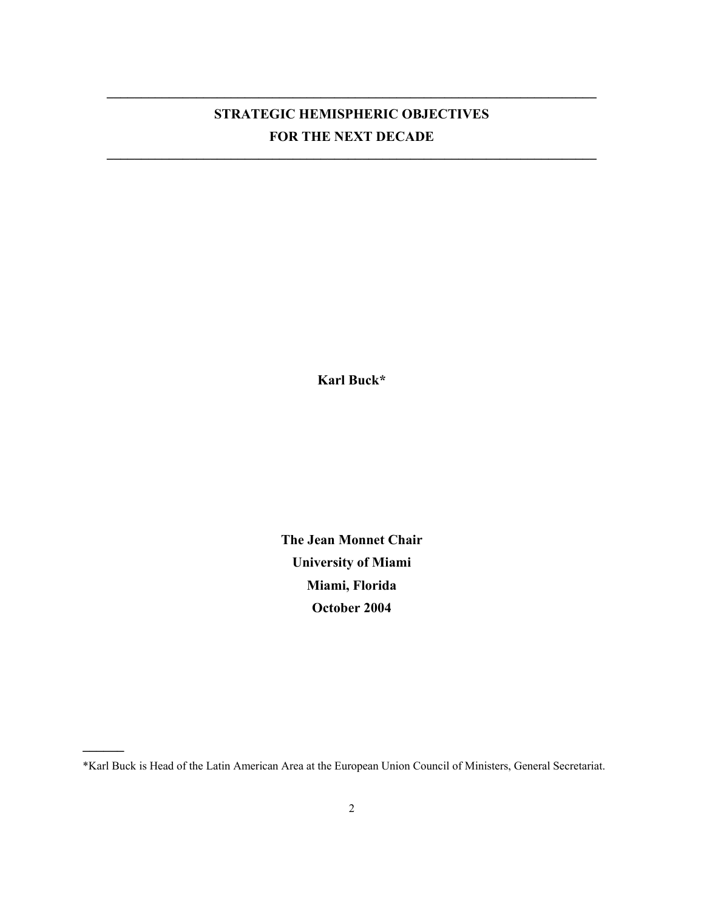# STRATEGIC HEMISPHERIC OBJECTIVES FOR THE NEXT DECADE

**Karl Buck***

**The Jean Monnet Chair**
**University of Miami**
**Miami, Florida**
**October 2004**

*Karl Buck is Head of the Latin American Area at the European Union Council of Ministers, General Secretariat.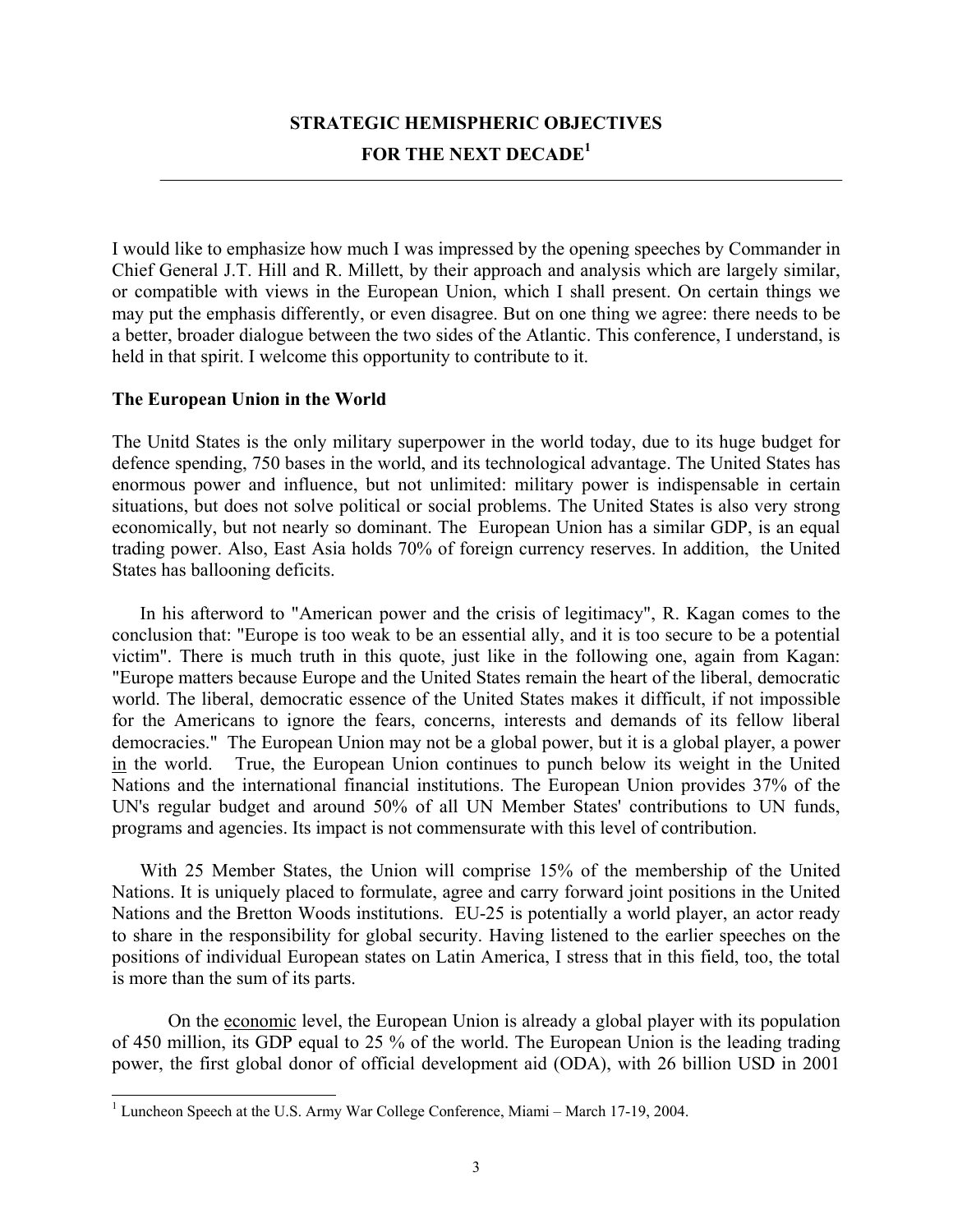# STRATEGIC HEMISPHERIC OBJECTIVES FOR THE NEXT DECADE[1]

I would like to emphasize how much I was impressed by the opening speeches by Commander in Chief General J.T. Hill and R. Millett, by their approach and analysis which are largely similar, or compatible with views in the European Union, which I shall present. On certain things we may put the emphasis differently, or even disagree. But on one thing we agree: there needs to be a better, broader dialogue between the two sides of the Atlantic. This conference, I understand, is held in that spirit. I welcome this opportunity to contribute to it.

## The European Union in the World

The Unitd States is the only military superpower in the world today, due to its huge budget for defence spending, 750 bases in the world, and its technological advantage. The United States has enormous power and influence, but not unlimited: military power is indispensable in certain situations, but does not solve political or social problems. The United States is also very strong economically, but not nearly so dominant. The European Union has a similar GDP, is an equal trading power. Also, East Asia holds 70% of foreign currency reserves. In addition, the United States has ballooning deficits.

In his afterword to "American power and the crisis of legitimacy", R. Kagan comes to the conclusion that: "Europe is too weak to be an essential ally, and it is too secure to be a potential victim". There is much truth in this quote, just like in the following one, again from Kagan: "Europe matters because Europe and the United States remain the heart of the liberal, democratic world. The liberal, democratic essence of the United States makes it difficult, if not impossible for the Americans to ignore the fears, concerns, interests and demands of its fellow liberal democracies." The European Union may not be a global power, but it is a global player, a power <u>in</u> the world. True, the European Union continues to punch below its weight in the United Nations and the international financial institutions. The European Union provides 37% of the UN's regular budget and around 50% of all UN Member States' contributions to UN funds, programs and agencies. Its impact is not commensurate with this level of contribution.

With 25 Member States, the Union will comprise 15% of the membership of the United Nations. It is uniquely placed to formulate, agree and carry forward joint positions in the United Nations and the Bretton Woods institutions. EU-25 is potentially a world player, an actor ready to share in the responsibility for global security. Having listened to the earlier speeches on the positions of individual European states on Latin America, I stress that in this field, too, the total is more than the sum of its parts.

On the <u>economic</u> level, the European Union is already a global player with its population of 450 million, its GDP equal to 25 % of the world. The European Union is the leading trading power, the first global donor of official development aid (ODA), with 26 billion USD in 2001

---

[1] Luncheon Speech at the U.S. Army War College Conference, Miami – March 17-19, 2004.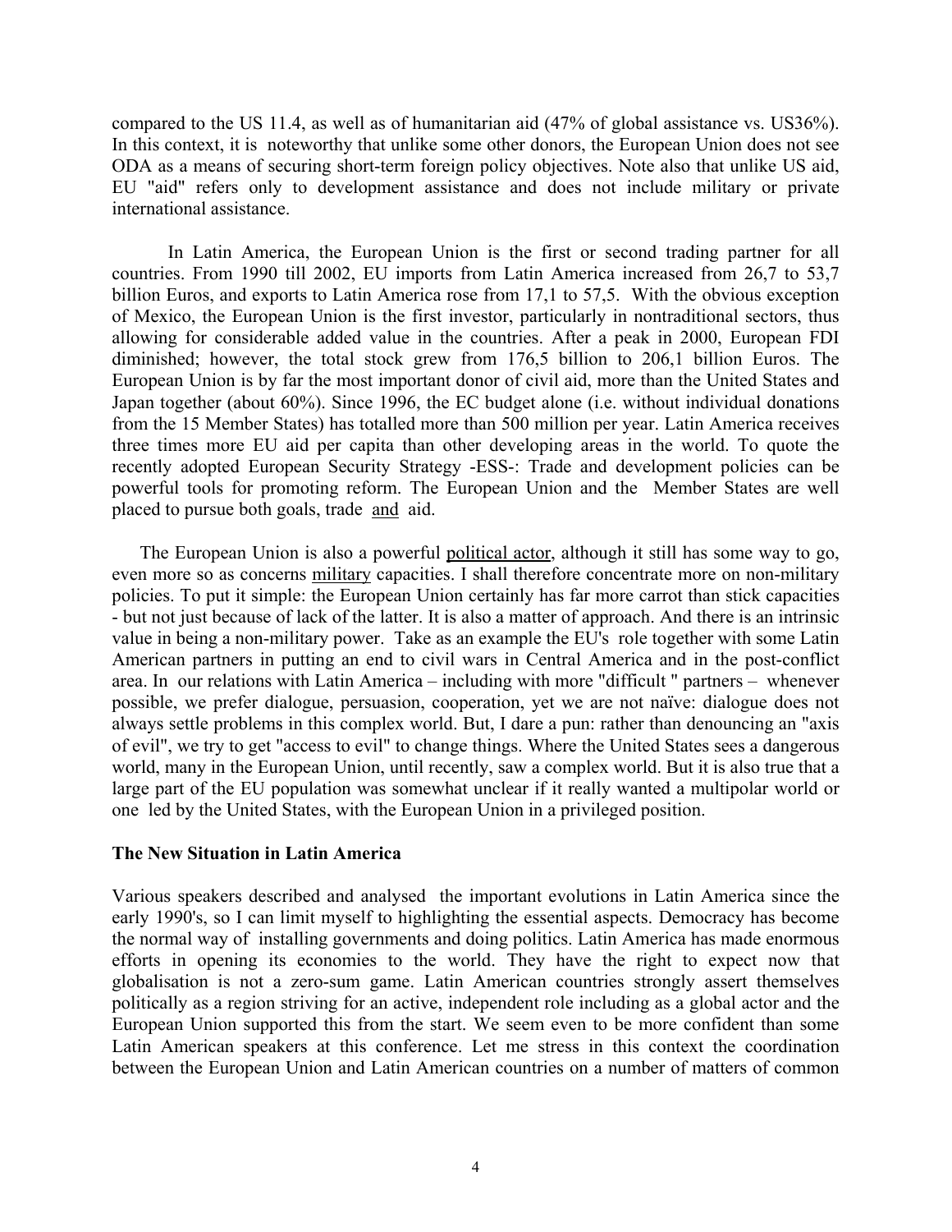compared to the US 11.4, as well as of humanitarian aid (47% of global assistance vs. US36%). In this context, it is noteworthy that unlike some other donors, the European Union does not see ODA as a means of securing short-term foreign policy objectives. Note also that unlike US aid, EU "aid" refers only to development assistance and does not include military or private international assistance.

In Latin America, the European Union is the first or second trading partner for all countries. From 1990 till 2002, EU imports from Latin America increased from 26,7 to 53,7 billion Euros, and exports to Latin America rose from 17,1 to 57,5. With the obvious exception of Mexico, the European Union is the first investor, particularly in nontraditional sectors, thus allowing for considerable added value in the countries. After a peak in 2000, European FDI diminished; however, the total stock grew from 176,5 billion to 206,1 billion Euros. The European Union is by far the most important donor of civil aid, more than the United States and Japan together (about 60%). Since 1996, the EC budget alone (i.e. without individual donations from the 15 Member States) has totalled more than 500 million per year. Latin America receives three times more EU aid per capita than other developing areas in the world. To quote the recently adopted European Security Strategy -ESS-: Trade and development policies can be powerful tools for promoting reform. The European Union and the Member States are well placed to pursue both goals, trade <u>and</u> aid.

The European Union is also a powerful <u>political actor</u>, although it still has some way to go, even more so as concerns <u>military</u> capacities. I shall therefore concentrate more on non-military policies. To put it simple: the European Union certainly has far more carrot than stick capacities - but not just because of lack of the latter. It is also a matter of approach. And there is an intrinsic value in being a non-military power. Take as an example the EU's role together with some Latin American partners in putting an end to civil wars in Central America and in the post-conflict area. In our relations with Latin America – including with more "difficult " partners – whenever possible, we prefer dialogue, persuasion, cooperation, yet we are not naïve: dialogue does not always settle problems in this complex world. But, I dare a pun: rather than denouncing an "axis of evil", we try to get "access to evil" to change things. Where the United States sees a dangerous world, many in the European Union, until recently, saw a complex world. But it is also true that a large part of the EU population was somewhat unclear if it really wanted a multipolar world or one led by the United States, with the European Union in a privileged position.

**The New Situation in Latin America**

Various speakers described and analysed the important evolutions in Latin America since the early 1990's, so I can limit myself to highlighting the essential aspects. Democracy has become the normal way of installing governments and doing politics. Latin America has made enormous efforts in opening its economies to the world. They have the right to expect now that globalisation is not a zero-sum game. Latin American countries strongly assert themselves politically as a region striving for an active, independent role including as a global actor and the European Union supported this from the start. We seem even to be more confident than some Latin American speakers at this conference. Let me stress in this context the coordination between the European Union and Latin American countries on a number of matters of common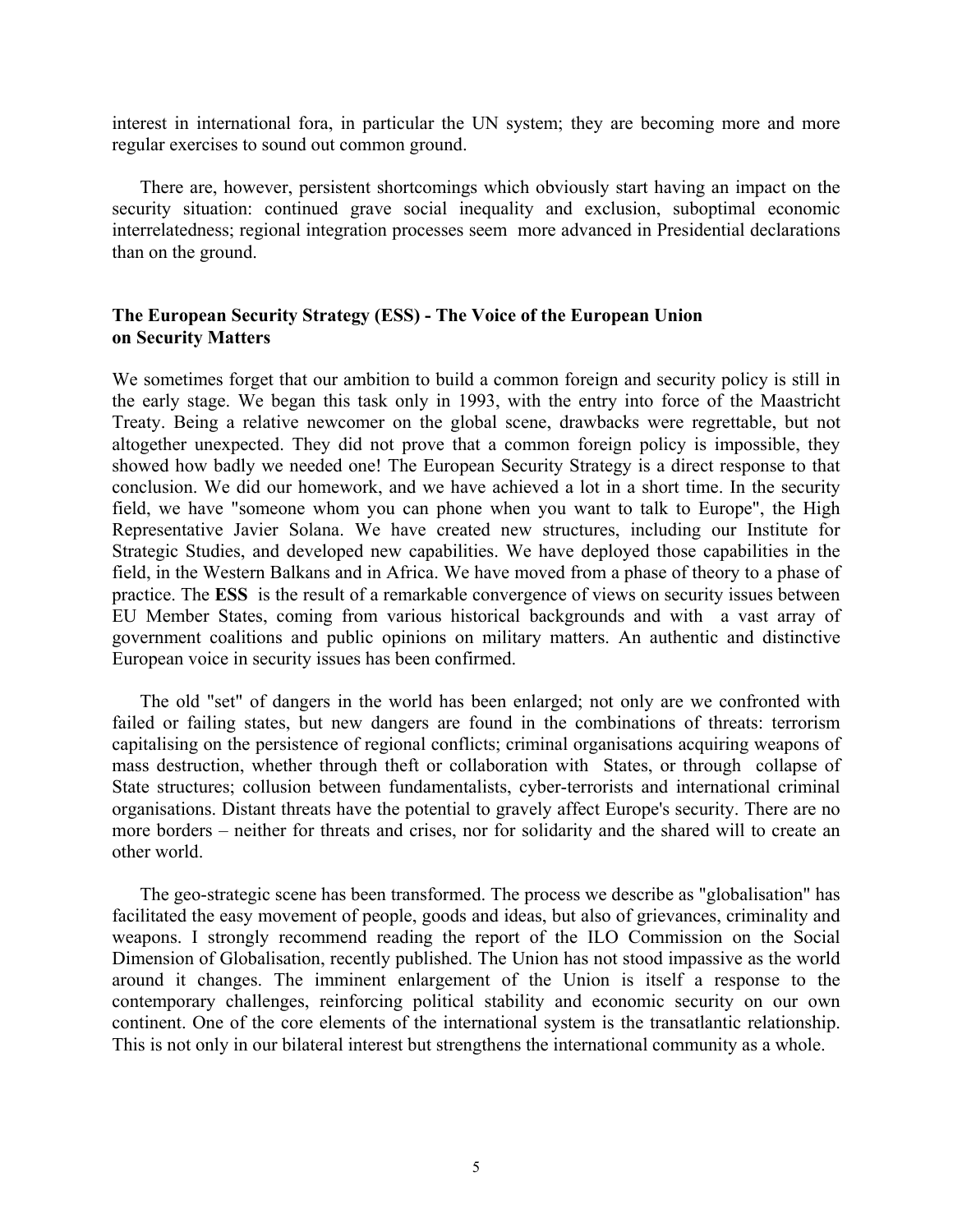interest in international fora, in particular the UN system; they are becoming more and more regular exercises to sound out common ground.

There are, however, persistent shortcomings which obviously start having an impact on the security situation: continued grave social inequality and exclusion, suboptimal economic interrelatedness; regional integration processes seem more advanced in Presidential declarations than on the ground.

### The European Security Strategy (ESS) - The Voice of the European Union on Security Matters

We sometimes forget that our ambition to build a common foreign and security policy is still in the early stage. We began this task only in 1993, with the entry into force of the Maastricht Treaty. Being a relative newcomer on the global scene, drawbacks were regrettable, but not altogether unexpected. They did not prove that a common foreign policy is impossible, they showed how badly we needed one! The European Security Strategy is a direct response to that conclusion. We did our homework, and we have achieved a lot in a short time. In the security field, we have "someone whom you can phone when you want to talk to Europe", the High Representative Javier Solana. We have created new structures, including our Institute for Strategic Studies, and developed new capabilities. We have deployed those capabilities in the field, in the Western Balkans and in Africa. We have moved from a phase of theory to a phase of practice. The **ESS** is the result of a remarkable convergence of views on security issues between EU Member States, coming from various historical backgrounds and with a vast array of government coalitions and public opinions on military matters. An authentic and distinctive European voice in security issues has been confirmed.

The old "set" of dangers in the world has been enlarged; not only are we confronted with failed or failing states, but new dangers are found in the combinations of threats: terrorism capitalising on the persistence of regional conflicts; criminal organisations acquiring weapons of mass destruction, whether through theft or collaboration with States, or through collapse of State structures; collusion between fundamentalists, cyber-terrorists and international criminal organisations. Distant threats have the potential to gravely affect Europe's security. There are no more borders – neither for threats and crises, nor for solidarity and the shared will to create an other world.

The geo-strategic scene has been transformed. The process we describe as "globalisation" has facilitated the easy movement of people, goods and ideas, but also of grievances, criminality and weapons. I strongly recommend reading the report of the ILO Commission on the Social Dimension of Globalisation, recently published. The Union has not stood impassive as the world around it changes. The imminent enlargement of the Union is itself a response to the contemporary challenges, reinforcing political stability and economic security on our own continent. One of the core elements of the international system is the transatlantic relationship. This is not only in our bilateral interest but strengthens the international community as a whole.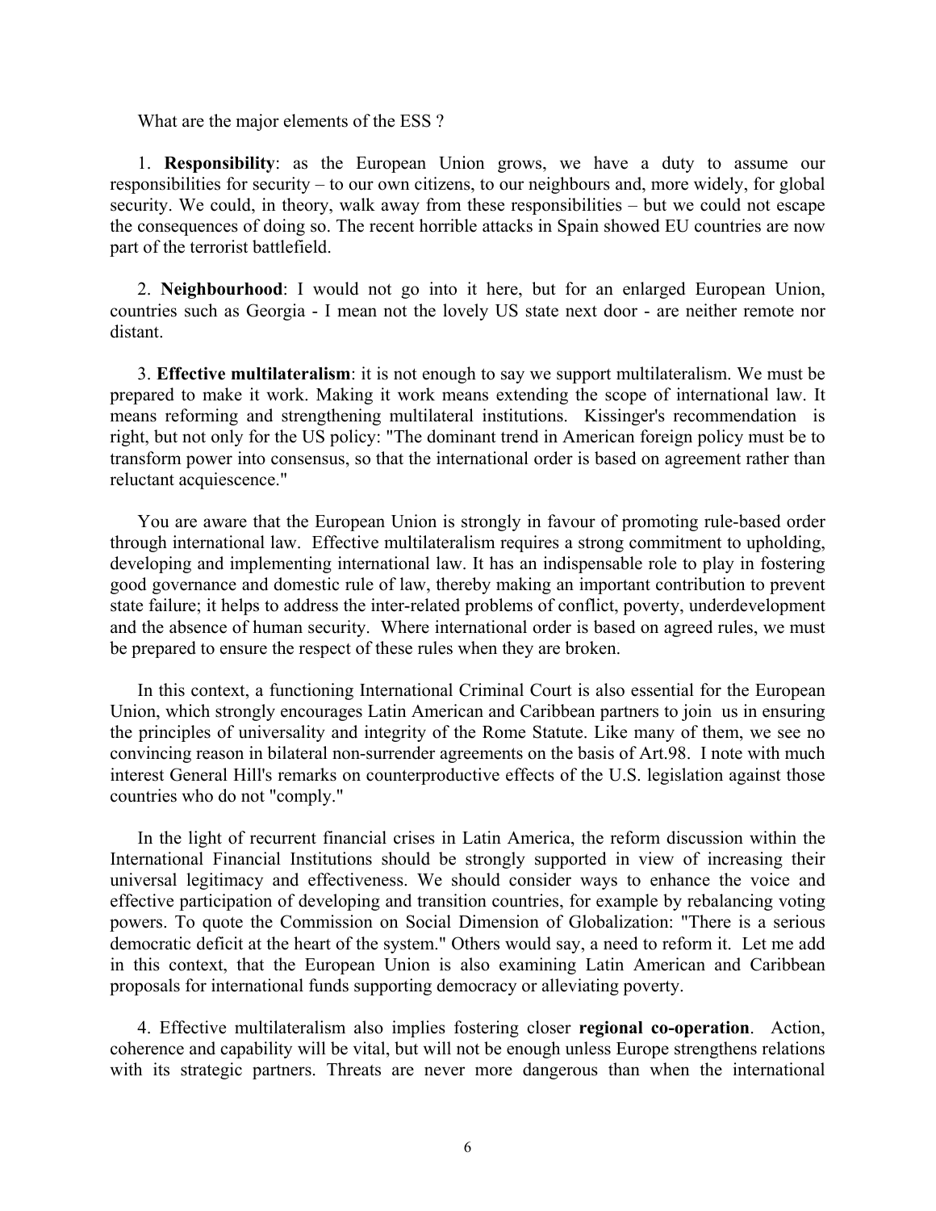What are the major elements of the ESS ?

1. **Responsibility**: as the European Union grows, we have a duty to assume our responsibilities for security – to our own citizens, to our neighbours and, more widely, for global security. We could, in theory, walk away from these responsibilities – but we could not escape the consequences of doing so. The recent horrible attacks in Spain showed EU countries are now part of the terrorist battlefield.

2. **Neighbourhood**: I would not go into it here, but for an enlarged European Union, countries such as Georgia - I mean not the lovely US state next door - are neither remote nor distant.

3. **Effective multilateralism**: it is not enough to say we support multilateralism. We must be prepared to make it work. Making it work means extending the scope of international law. It means reforming and strengthening multilateral institutions. Kissinger's recommendation is right, but not only for the US policy: "The dominant trend in American foreign policy must be to transform power into consensus, so that the international order is based on agreement rather than reluctant acquiescence."

You are aware that the European Union is strongly in favour of promoting rule-based order through international law. Effective multilateralism requires a strong commitment to upholding, developing and implementing international law. It has an indispensable role to play in fostering good governance and domestic rule of law, thereby making an important contribution to prevent state failure; it helps to address the inter-related problems of conflict, poverty, underdevelopment and the absence of human security. Where international order is based on agreed rules, we must be prepared to ensure the respect of these rules when they are broken.

In this context, a functioning International Criminal Court is also essential for the European Union, which strongly encourages Latin American and Caribbean partners to join us in ensuring the principles of universality and integrity of the Rome Statute. Like many of them, we see no convincing reason in bilateral non-surrender agreements on the basis of Art.98. I note with much interest General Hill's remarks on counterproductive effects of the U.S. legislation against those countries who do not "comply."

In the light of recurrent financial crises in Latin America, the reform discussion within the International Financial Institutions should be strongly supported in view of increasing their universal legitimacy and effectiveness. We should consider ways to enhance the voice and effective participation of developing and transition countries, for example by rebalancing voting powers. To quote the Commission on Social Dimension of Globalization: "There is a serious democratic deficit at the heart of the system." Others would say, a need to reform it. Let me add in this context, that the European Union is also examining Latin American and Caribbean proposals for international funds supporting democracy or alleviating poverty.

4. Effective multilateralism also implies fostering closer **regional co-operation**. Action, coherence and capability will be vital, but will not be enough unless Europe strengthens relations with its strategic partners. Threats are never more dangerous than when the international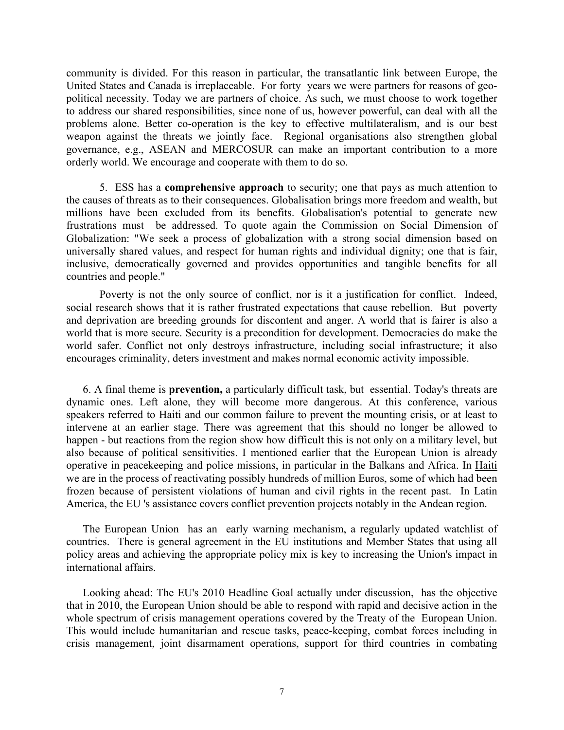community is divided. For this reason in particular, the transatlantic link between Europe, the United States and Canada is irreplaceable. For forty years we were partners for reasons of geo-political necessity. Today we are partners of choice. As such, we must choose to work together to address our shared responsibilities, since none of us, however powerful, can deal with all the problems alone. Better co-operation is the key to effective multilateralism, and is our best weapon against the threats we jointly face. Regional organisations also strengthen global governance, e.g., ASEAN and MERCOSUR can make an important contribution to a more orderly world. We encourage and cooperate with them to do so.

5. ESS has a **comprehensive approach** to security; one that pays as much attention to the causes of threats as to their consequences. Globalisation brings more freedom and wealth, but millions have been excluded from its benefits. Globalisation's potential to generate new frustrations must be addressed. To quote again the Commission on Social Dimension of Globalization: "We seek a process of globalization with a strong social dimension based on universally shared values, and respect for human rights and individual dignity; one that is fair, inclusive, democratically governed and provides opportunities and tangible benefits for all countries and people."

Poverty is not the only source of conflict, nor is it a justification for conflict. Indeed, social research shows that it is rather frustrated expectations that cause rebellion. But poverty and deprivation are breeding grounds for discontent and anger. A world that is fairer is also a world that is more secure. Security is a precondition for development. Democracies do make the world safer. Conflict not only destroys infrastructure, including social infrastructure; it also encourages criminality, deters investment and makes normal economic activity impossible.

6. A final theme is **prevention,** a particularly difficult task, but essential. Today's threats are dynamic ones. Left alone, they will become more dangerous. At this conference, various speakers referred to Haiti and our common failure to prevent the mounting crisis, or at least to intervene at an earlier stage. There was agreement that this should no longer be allowed to happen - but reactions from the region show how difficult this is not only on a military level, but also because of political sensitivities. I mentioned earlier that the European Union is already operative in peacekeeping and police missions, in particular in the Balkans and Africa. In Haiti we are in the process of reactivating possibly hundreds of million Euros, some of which had been frozen because of persistent violations of human and civil rights in the recent past. In Latin America, the EU 's assistance covers conflict prevention projects notably in the Andean region.

The European Union has an early warning mechanism, a regularly updated watchlist of countries. There is general agreement in the EU institutions and Member States that using all policy areas and achieving the appropriate policy mix is key to increasing the Union's impact in international affairs.

Looking ahead: The EU's 2010 Headline Goal actually under discussion, has the objective that in 2010, the European Union should be able to respond with rapid and decisive action in the whole spectrum of crisis management operations covered by the Treaty of the European Union. This would include humanitarian and rescue tasks, peace-keeping, combat forces including in crisis management, joint disarmament operations, support for third countries in combating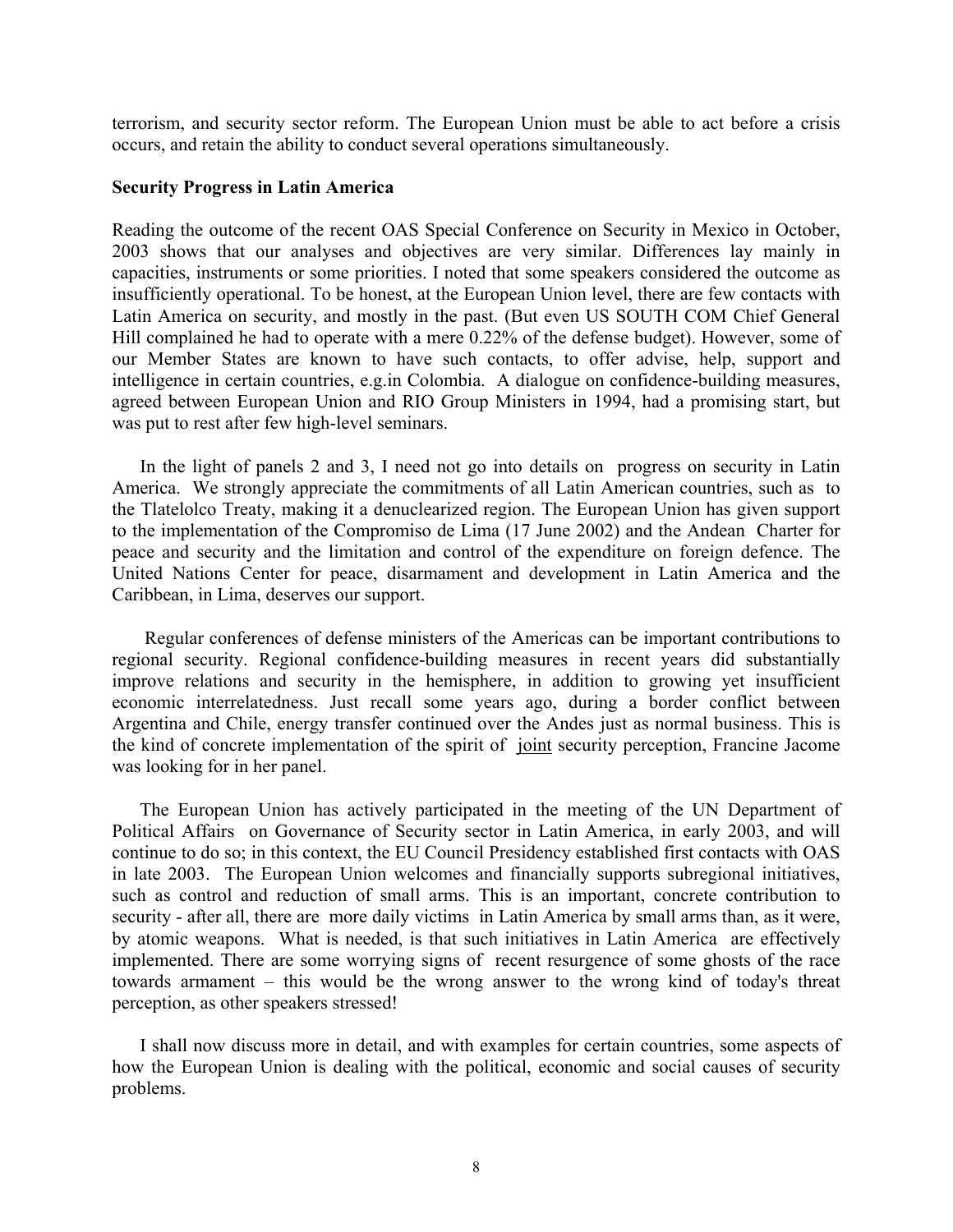terrorism, and security sector reform. The European Union must be able to act before a crisis occurs, and retain the ability to conduct several operations simultaneously.

**Security Progress in Latin America**

Reading the outcome of the recent OAS Special Conference on Security in Mexico in October, 2003 shows that our analyses and objectives are very similar. Differences lay mainly in capacities, instruments or some priorities. I noted that some speakers considered the outcome as insufficiently operational. To be honest, at the European Union level, there are few contacts with Latin America on security, and mostly in the past. (But even US SOUTH COM Chief General Hill complained he had to operate with a mere 0.22% of the defense budget). However, some of our Member States are known to have such contacts, to offer advise, help, support and intelligence in certain countries, e.g.in Colombia. A dialogue on confidence-building measures, agreed between European Union and RIO Group Ministers in 1994, had a promising start, but was put to rest after few high-level seminars.

In the light of panels 2 and 3, I need not go into details on progress on security in Latin America. We strongly appreciate the commitments of all Latin American countries, such as to the Tlatelolco Treaty, making it a denuclearized region. The European Union has given support to the implementation of the Compromiso de Lima (17 June 2002) and the Andean Charter for peace and security and the limitation and control of the expenditure on foreign defence. The United Nations Center for peace, disarmament and development in Latin America and the Caribbean, in Lima, deserves our support.

Regular conferences of defense ministers of the Americas can be important contributions to regional security. Regional confidence-building measures in recent years did substantially improve relations and security in the hemisphere, in addition to growing yet insufficient economic interrelatedness. Just recall some years ago, during a border conflict between Argentina and Chile, energy transfer continued over the Andes just as normal business. This is the kind of concrete implementation of the spirit of joint security perception, Francine Jacome was looking for in her panel.

The European Union has actively participated in the meeting of the UN Department of Political Affairs on Governance of Security sector in Latin America, in early 2003, and will continue to do so; in this context, the EU Council Presidency established first contacts with OAS in late 2003. The European Union welcomes and financially supports subregional initiatives, such as control and reduction of small arms. This is an important, concrete contribution to security - after all, there are more daily victims in Latin America by small arms than, as it were, by atomic weapons. What is needed, is that such initiatives in Latin America are effectively implemented. There are some worrying signs of recent resurgence of some ghosts of the race towards armament – this would be the wrong answer to the wrong kind of today's threat perception, as other speakers stressed!

I shall now discuss more in detail, and with examples for certain countries, some aspects of how the European Union is dealing with the political, economic and social causes of security problems.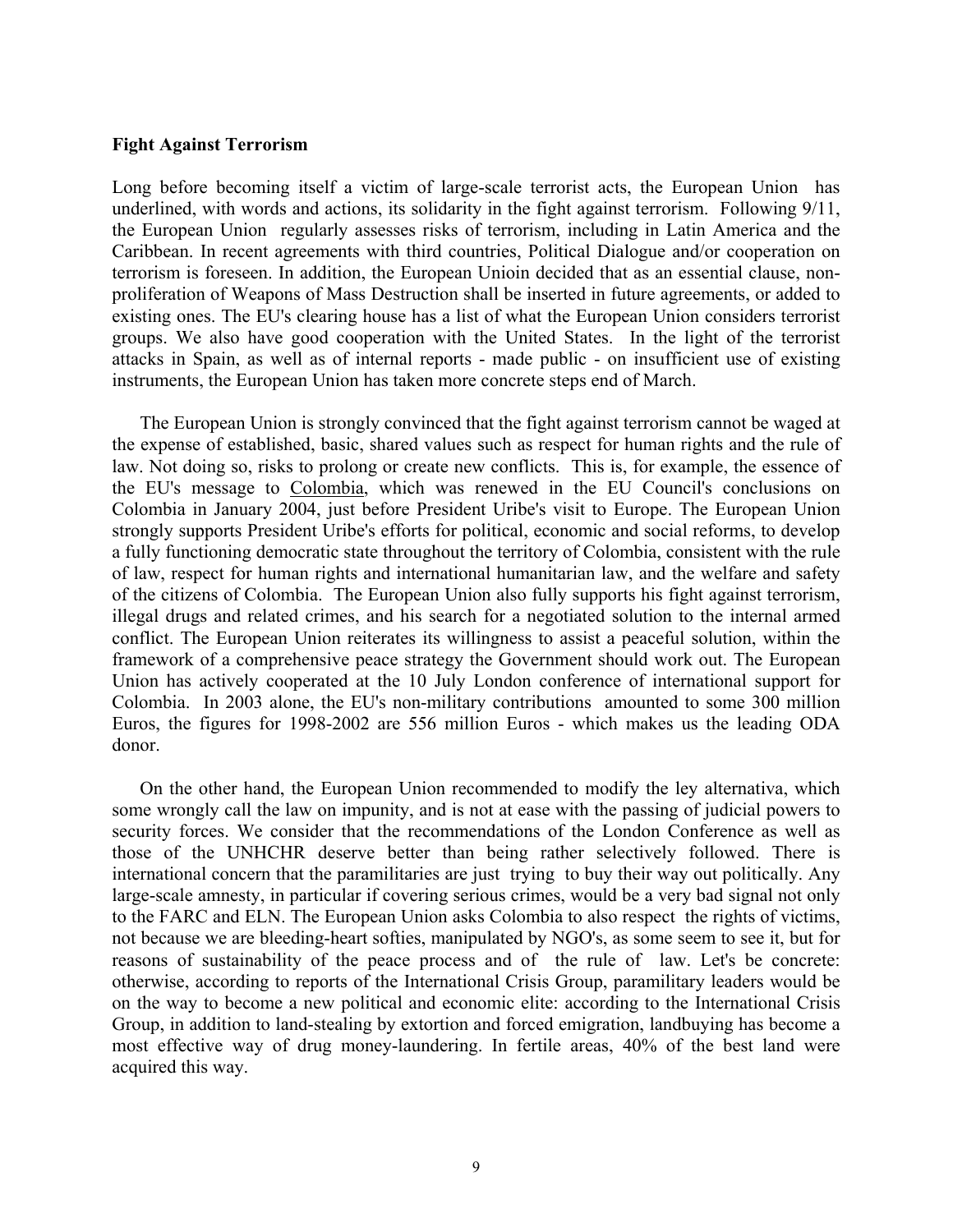**Fight Against Terrorism**

Long before becoming itself a victim of large-scale terrorist acts, the European Union has underlined, with words and actions, its solidarity in the fight against terrorism. Following 9/11, the European Union regularly assesses risks of terrorism, including in Latin America and the Caribbean. In recent agreements with third countries, Political Dialogue and/or cooperation on terrorism is foreseen. In addition, the European Unioin decided that as an essential clause, non-proliferation of Weapons of Mass Destruction shall be inserted in future agreements, or added to existing ones. The EU's clearing house has a list of what the European Union considers terrorist groups. We also have good cooperation with the United States. In the light of the terrorist attacks in Spain, as well as of internal reports - made public - on insufficient use of existing instruments, the European Union has taken more concrete steps end of March.

The European Union is strongly convinced that the fight against terrorism cannot be waged at the expense of established, basic, shared values such as respect for human rights and the rule of law. Not doing so, risks to prolong or create new conflicts. This is, for example, the essence of the EU's message to Colombia, which was renewed in the EU Council's conclusions on Colombia in January 2004, just before President Uribe's visit to Europe. The European Union strongly supports President Uribe's efforts for political, economic and social reforms, to develop a fully functioning democratic state throughout the territory of Colombia, consistent with the rule of law, respect for human rights and international humanitarian law, and the welfare and safety of the citizens of Colombia. The European Union also fully supports his fight against terrorism, illegal drugs and related crimes, and his search for a negotiated solution to the internal armed conflict. The European Union reiterates its willingness to assist a peaceful solution, within the framework of a comprehensive peace strategy the Government should work out. The European Union has actively cooperated at the 10 July London conference of international support for Colombia. In 2003 alone, the EU's non-military contributions amounted to some 300 million Euros, the figures for 1998-2002 are 556 million Euros - which makes us the leading ODA donor.

On the other hand, the European Union recommended to modify the ley alternativa, which some wrongly call the law on impunity, and is not at ease with the passing of judicial powers to security forces. We consider that the recommendations of the London Conference as well as those of the UNHCHR deserve better than being rather selectively followed. There is international concern that the paramilitaries are just trying to buy their way out politically. Any large-scale amnesty, in particular if covering serious crimes, would be a very bad signal not only to the FARC and ELN. The European Union asks Colombia to also respect the rights of victims, not because we are bleeding-heart softies, manipulated by NGO's, as some seem to see it, but for reasons of sustainability of the peace process and of the rule of law. Let's be concrete: otherwise, according to reports of the International Crisis Group, paramilitary leaders would be on the way to become a new political and economic elite: according to the International Crisis Group, in addition to land-stealing by extortion and forced emigration, landbuying has become a most effective way of drug money-laundering. In fertile areas, 40% of the best land were acquired this way.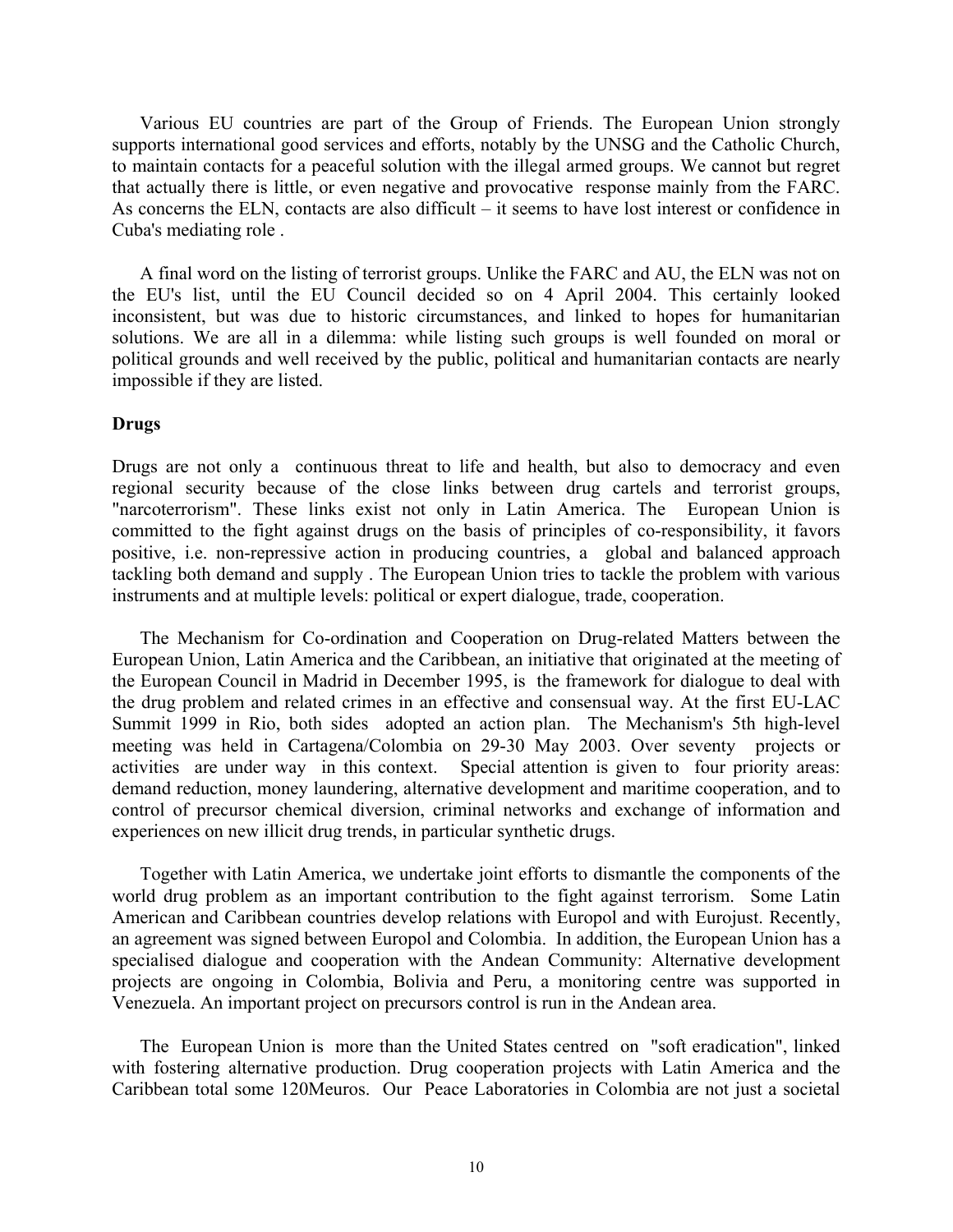Various EU countries are part of the Group of Friends. The European Union strongly supports international good services and efforts, notably by the UNSG and the Catholic Church, to maintain contacts for a peaceful solution with the illegal armed groups. We cannot but regret that actually there is little, or even negative and provocative response mainly from the FARC. As concerns the ELN, contacts are also difficult – it seems to have lost interest or confidence in Cuba's mediating role .

A final word on the listing of terrorist groups. Unlike the FARC and AU, the ELN was not on the EU's list, until the EU Council decided so on 4 April 2004. This certainly looked inconsistent, but was due to historic circumstances, and linked to hopes for humanitarian solutions. We are all in a dilemma: while listing such groups is well founded on moral or political grounds and well received by the public, political and humanitarian contacts are nearly impossible if they are listed.

**Drugs**

Drugs are not only a continuous threat to life and health, but also to democracy and even regional security because of the close links between drug cartels and terrorist groups, "narcoterrorism". These links exist not only in Latin America. The European Union is committed to the fight against drugs on the basis of principles of co-responsibility, it favors positive, i.e. non-repressive action in producing countries, a global and balanced approach tackling both demand and supply . The European Union tries to tackle the problem with various instruments and at multiple levels: political or expert dialogue, trade, cooperation.

The Mechanism for Co-ordination and Cooperation on Drug-related Matters between the European Union, Latin America and the Caribbean, an initiative that originated at the meeting of the European Council in Madrid in December 1995, is the framework for dialogue to deal with the drug problem and related crimes in an effective and consensual way. At the first EU-LAC Summit 1999 in Rio, both sides adopted an action plan. The Mechanism's 5th high-level meeting was held in Cartagena/Colombia on 29-30 May 2003. Over seventy projects or activities are under way in this context. Special attention is given to four priority areas: demand reduction, money laundering, alternative development and maritime cooperation, and to control of precursor chemical diversion, criminal networks and exchange of information and experiences on new illicit drug trends, in particular synthetic drugs.

Together with Latin America, we undertake joint efforts to dismantle the components of the world drug problem as an important contribution to the fight against terrorism. Some Latin American and Caribbean countries develop relations with Europol and with Eurojust. Recently, an agreement was signed between Europol and Colombia. In addition, the European Union has a specialised dialogue and cooperation with the Andean Community: Alternative development projects are ongoing in Colombia, Bolivia and Peru, a monitoring centre was supported in Venezuela. An important project on precursors control is run in the Andean area.

The European Union is more than the United States centred on "soft eradication", linked with fostering alternative production. Drug cooperation projects with Latin America and the Caribbean total some 120Meuros. Our Peace Laboratories in Colombia are not just a societal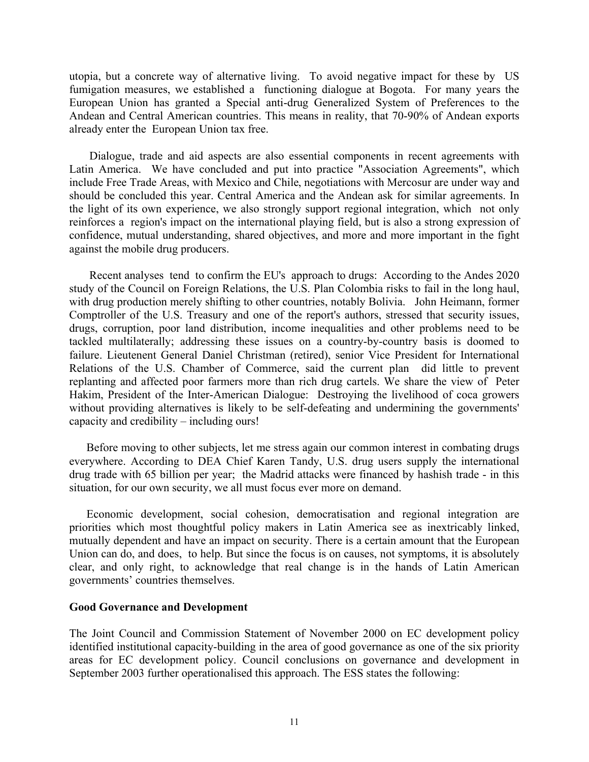utopia, but a concrete way of alternative living. To avoid negative impact for these by US fumigation measures, we established a functioning dialogue at Bogota. For many years the European Union has granted a Special anti-drug Generalized System of Preferences to the Andean and Central American countries. This means in reality, that 70-90% of Andean exports already enter the European Union tax free.

Dialogue, trade and aid aspects are also essential components in recent agreements with Latin America. We have concluded and put into practice "Association Agreements", which include Free Trade Areas, with Mexico and Chile, negotiations with Mercosur are under way and should be concluded this year. Central America and the Andean ask for similar agreements. In the light of its own experience, we also strongly support regional integration, which not only reinforces a region's impact on the international playing field, but is also a strong expression of confidence, mutual understanding, shared objectives, and more and more important in the fight against the mobile drug producers.

Recent analyses tend to confirm the EU's approach to drugs: According to the Andes 2020 study of the Council on Foreign Relations, the U.S. Plan Colombia risks to fail in the long haul, with drug production merely shifting to other countries, notably Bolivia. John Heimann, former Comptroller of the U.S. Treasury and one of the report's authors, stressed that security issues, drugs, corruption, poor land distribution, income inequalities and other problems need to be tackled multilaterally; addressing these issues on a country-by-country basis is doomed to failure. Lieutenent General Daniel Christman (retired), senior Vice President for International Relations of the U.S. Chamber of Commerce, said the current plan did little to prevent replanting and affected poor farmers more than rich drug cartels. We share the view of Peter Hakim, President of the Inter-American Dialogue: Destroying the livelihood of coca growers without providing alternatives is likely to be self-defeating and undermining the governments' capacity and credibility – including ours!

Before moving to other subjects, let me stress again our common interest in combating drugs everywhere. According to DEA Chief Karen Tandy, U.S. drug users supply the international drug trade with 65 billion per year; the Madrid attacks were financed by hashish trade - in this situation, for our own security, we all must focus ever more on demand.

Economic development, social cohesion, democratisation and regional integration are priorities which most thoughtful policy makers in Latin America see as inextricably linked, mutually dependent and have an impact on security. There is a certain amount that the European Union can do, and does, to help. But since the focus is on causes, not symptoms, it is absolutely clear, and only right, to acknowledge that real change is in the hands of Latin American governments' countries themselves.

**Good Governance and Development**

The Joint Council and Commission Statement of November 2000 on EC development policy identified institutional capacity-building in the area of good governance as one of the six priority areas for EC development policy. Council conclusions on governance and development in September 2003 further operationalised this approach. The ESS states the following: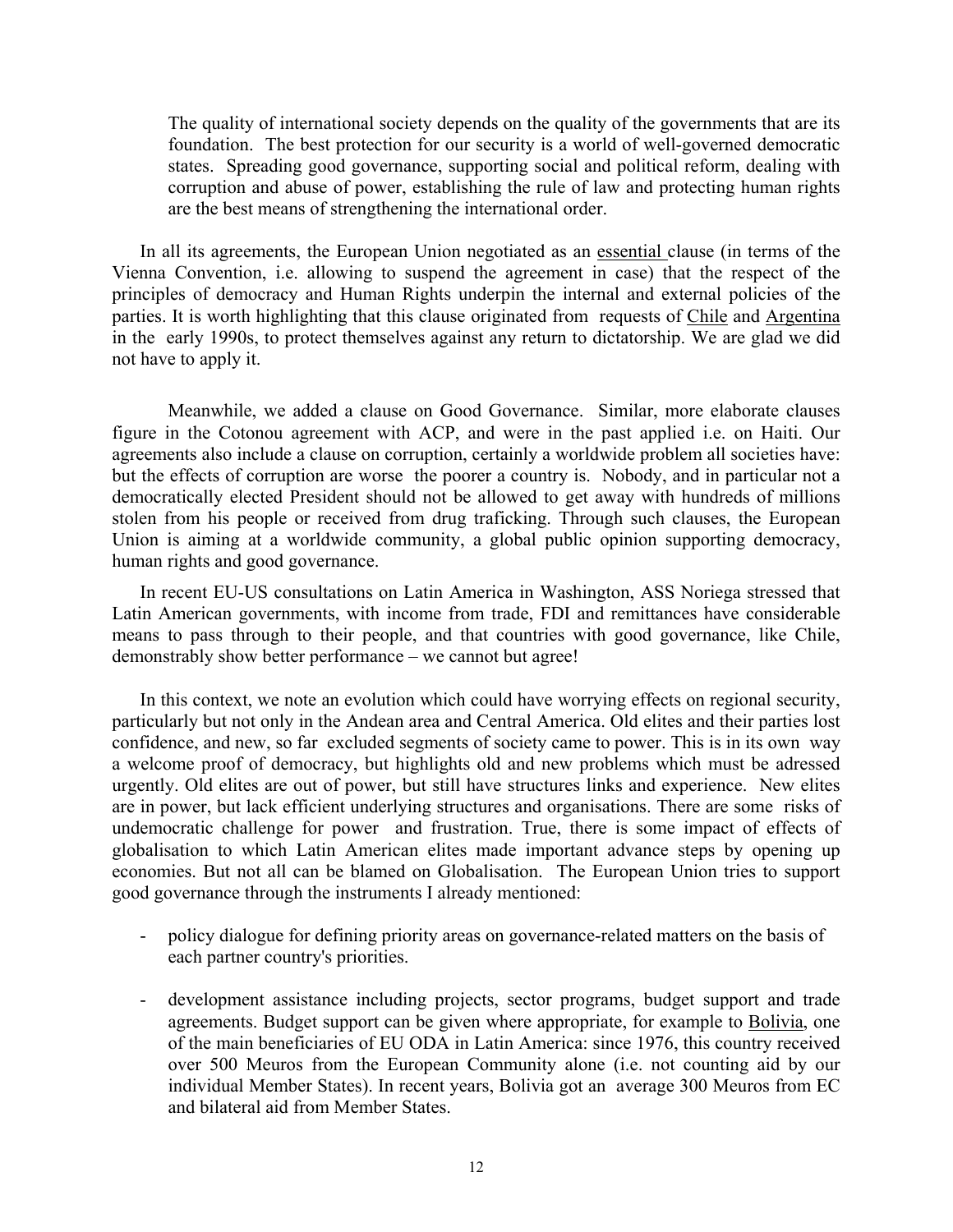> The quality of international society depends on the quality of the governments that are its foundation. The best protection for our security is a world of well-governed democratic states. Spreading good governance, supporting social and political reform, dealing with corruption and abuse of power, establishing the rule of law and protecting human rights are the best means of strengthening the international order.

In all its agreements, the European Union negotiated as an essential clause (in terms of the Vienna Convention, i.e. allowing to suspend the agreement in case) that the respect of the principles of democracy and Human Rights underpin the internal and external policies of the parties. It is worth highlighting that this clause originated from requests of Chile and Argentina in the early 1990s, to protect themselves against any return to dictatorship. We are glad we did not have to apply it.

Meanwhile, we added a clause on Good Governance. Similar, more elaborate clauses figure in the Cotonou agreement with ACP, and were in the past applied i.e. on Haiti. Our agreements also include a clause on corruption, certainly a worldwide problem all societies have: but the effects of corruption are worse the poorer a country is. Nobody, and in particular not a democratically elected President should not be allowed to get away with hundreds of millions stolen from his people or received from drug traficking. Through such clauses, the European Union is aiming at a worldwide community, a global public opinion supporting democracy, human rights and good governance.

In recent EU-US consultations on Latin America in Washington, ASS Noriega stressed that Latin American governments, with income from trade, FDI and remittances have considerable means to pass through to their people, and that countries with good governance, like Chile, demonstrably show better performance – we cannot but agree!

In this context, we note an evolution which could have worrying effects on regional security, particularly but not only in the Andean area and Central America. Old elites and their parties lost confidence, and new, so far excluded segments of society came to power. This is in its own way a welcome proof of democracy, but highlights old and new problems which must be adressed urgently. Old elites are out of power, but still have structures links and experience. New elites are in power, but lack efficient underlying structures and organisations. There are some risks of undemocratic challenge for power and frustration. True, there is some impact of effects of globalisation to which Latin American elites made important advance steps by opening up economies. But not all can be blamed on Globalisation. The European Union tries to support good governance through the instruments I already mentioned:

- policy dialogue for defining priority areas on governance-related matters on the basis of each partner country's priorities.
- development assistance including projects, sector programs, budget support and trade agreements. Budget support can be given where appropriate, for example to Bolivia, one of the main beneficiaries of EU ODA in Latin America: since 1976, this country received over 500 Meuros from the European Community alone (i.e. not counting aid by our individual Member States). In recent years, Bolivia got an average 300 Meuros from EC and bilateral aid from Member States.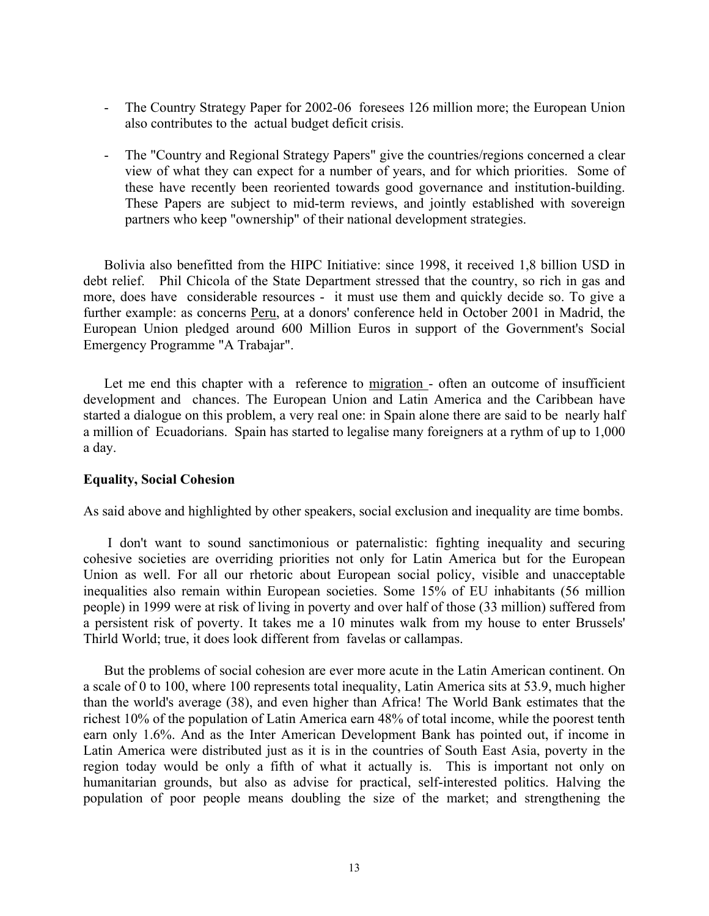- The Country Strategy Paper for 2002-06 foresees 126 million more; the European Union also contributes to the actual budget deficit crisis.

- The "Country and Regional Strategy Papers" give the countries/regions concerned a clear view of what they can expect for a number of years, and for which priorities. Some of these have recently been reoriented towards good governance and institution-building. These Papers are subject to mid-term reviews, and jointly established with sovereign partners who keep "ownership" of their national development strategies.

Bolivia also benefitted from the HIPC Initiative: since 1998, it received 1,8 billion USD in debt relief. Phil Chicola of the State Department stressed that the country, so rich in gas and more, does have considerable resources - it must use them and quickly decide so. To give a further example: as concerns Peru, at a donors' conference held in October 2001 in Madrid, the European Union pledged around 600 Million Euros in support of the Government's Social Emergency Programme "A Trabajar".

Let me end this chapter with a reference to migration - often an outcome of insufficient development and chances. The European Union and Latin America and the Caribbean have started a dialogue on this problem, a very real one: in Spain alone there are said to be nearly half a million of Ecuadorians. Spain has started to legalise many foreigners at a rythm of up to 1,000 a day.

**Equality, Social Cohesion**

As said above and highlighted by other speakers, social exclusion and inequality are time bombs.

I don't want to sound sanctimonious or paternalistic: fighting inequality and securing cohesive societies are overriding priorities not only for Latin America but for the European Union as well. For all our rhetoric about European social policy, visible and unacceptable inequalities also remain within European societies. Some 15% of EU inhabitants (56 million people) in 1999 were at risk of living in poverty and over half of those (33 million) suffered from a persistent risk of poverty. It takes me a 10 minutes walk from my house to enter Brussels' Thirld World; true, it does look different from favelas or callampas.

But the problems of social cohesion are ever more acute in the Latin American continent. On a scale of 0 to 100, where 100 represents total inequality, Latin America sits at 53.9, much higher than the world's average (38), and even higher than Africa! The World Bank estimates that the richest 10% of the population of Latin America earn 48% of total income, while the poorest tenth earn only 1.6%. And as the Inter American Development Bank has pointed out, if income in Latin America were distributed just as it is in the countries of South East Asia, poverty in the region today would be only a fifth of what it actually is. This is important not only on humanitarian grounds, but also as advise for practical, self-interested politics. Halving the population of poor people means doubling the size of the market; and strengthening the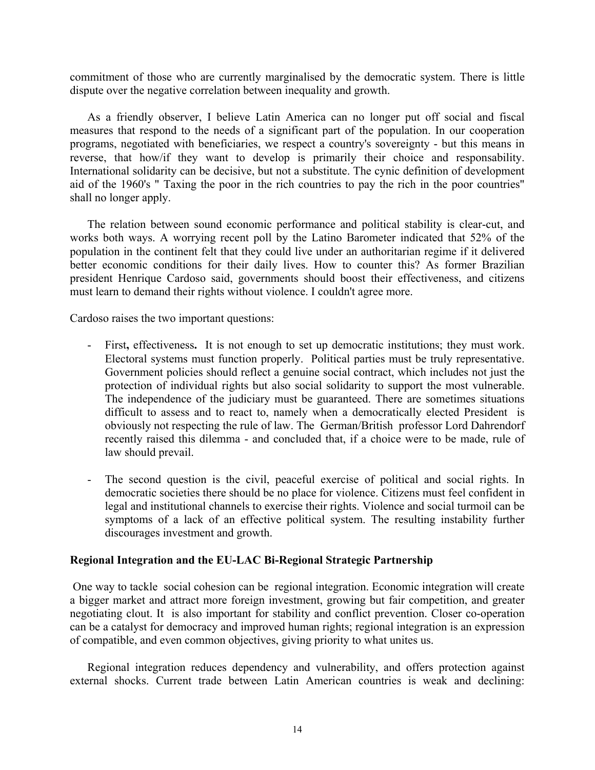commitment of those who are currently marginalised by the democratic system. There is little dispute over the negative correlation between inequality and growth.

As a friendly observer, I believe Latin America can no longer put off social and fiscal measures that respond to the needs of a significant part of the population. In our cooperation programs, negotiated with beneficiaries, we respect a country's sovereignty - but this means in reverse, that how/if they want to develop is primarily their choice and responsability. International solidarity can be decisive, but not a substitute. The cynic definition of development aid of the 1960's " Taxing the poor in the rich countries to pay the rich in the poor countries" shall no longer apply.

The relation between sound economic performance and political stability is clear-cut, and works both ways. A worrying recent poll by the Latino Barometer indicated that 52% of the population in the continent felt that they could live under an authoritarian regime if it delivered better economic conditions for their daily lives. How to counter this? As former Brazilian president Henrique Cardoso said, governments should boost their effectiveness, and citizens must learn to demand their rights without violence. I couldn't agree more.

Cardoso raises the two important questions:

- First**,** effectiveness**.** It is not enough to set up democratic institutions; they must work. Electoral systems must function properly. Political parties must be truly representative. Government policies should reflect a genuine social contract, which includes not just the protection of individual rights but also social solidarity to support the most vulnerable. The independence of the judiciary must be guaranteed. There are sometimes situations difficult to assess and to react to, namely when a democratically elected President is obviously not respecting the rule of law. The German/British professor Lord Dahrendorf recently raised this dilemma - and concluded that, if a choice were to be made, rule of law should prevail.

- The second question is the civil, peaceful exercise of political and social rights. In democratic societies there should be no place for violence. Citizens must feel confident in legal and institutional channels to exercise their rights. Violence and social turmoil can be symptoms of a lack of an effective political system. The resulting instability further discourages investment and growth.

**Regional Integration and the EU-LAC Bi-Regional Strategic Partnership**

One way to tackle social cohesion can be regional integration. Economic integration will create a bigger market and attract more foreign investment, growing but fair competition, and greater negotiating clout. It is also important for stability and conflict prevention. Closer co-operation can be a catalyst for democracy and improved human rights; regional integration is an expression of compatible, and even common objectives, giving priority to what unites us.

Regional integration reduces dependency and vulnerability, and offers protection against external shocks. Current trade between Latin American countries is weak and declining: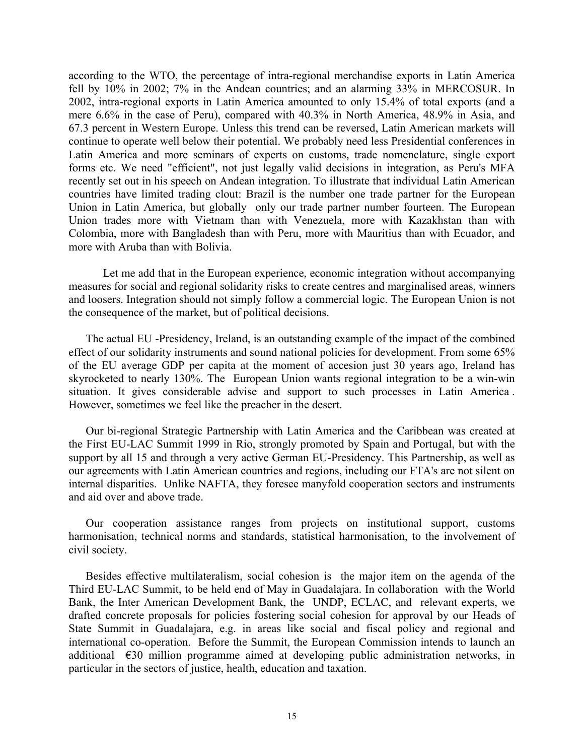according to the WTO, the percentage of intra-regional merchandise exports in Latin America fell by 10% in 2002; 7% in the Andean countries; and an alarming 33% in MERCOSUR. In 2002, intra-regional exports in Latin America amounted to only 15.4% of total exports (and a mere 6.6% in the case of Peru), compared with 40.3% in North America, 48.9% in Asia, and 67.3 percent in Western Europe. Unless this trend can be reversed, Latin American markets will continue to operate well below their potential. We probably need less Presidential conferences in Latin America and more seminars of experts on customs, trade nomenclature, single export forms etc. We need "efficient", not just legally valid decisions in integration, as Peru's MFA recently set out in his speech on Andean integration. To illustrate that individual Latin American countries have limited trading clout: Brazil is the number one trade partner for the European Union in Latin America, but globally only our trade partner number fourteen. The European Union trades more with Vietnam than with Venezuela, more with Kazakhstan than with Colombia, more with Bangladesh than with Peru, more with Mauritius than with Ecuador, and more with Aruba than with Bolivia.

Let me add that in the European experience, economic integration without accompanying measures for social and regional solidarity risks to create centres and marginalised areas, winners and loosers. Integration should not simply follow a commercial logic. The European Union is not the consequence of the market, but of political decisions.

The actual EU -Presidency, Ireland, is an outstanding example of the impact of the combined effect of our solidarity instruments and sound national policies for development. From some 65% of the EU average GDP per capita at the moment of accesion just 30 years ago, Ireland has skyrocketed to nearly 130%. The European Union wants regional integration to be a win-win situation. It gives considerable advise and support to such processes in Latin America . However, sometimes we feel like the preacher in the desert.

Our bi-regional Strategic Partnership with Latin America and the Caribbean was created at the First EU-LAC Summit 1999 in Rio, strongly promoted by Spain and Portugal, but with the support by all 15 and through a very active German EU-Presidency. This Partnership, as well as our agreements with Latin American countries and regions, including our FTA's are not silent on internal disparities. Unlike NAFTA, they foresee manyfold cooperation sectors and instruments and aid over and above trade.

Our cooperation assistance ranges from projects on institutional support, customs harmonisation, technical norms and standards, statistical harmonisation, to the involvement of civil society.

Besides effective multilateralism, social cohesion is the major item on the agenda of the Third EU-LAC Summit, to be held end of May in Guadalajara. In collaboration with the World Bank, the Inter American Development Bank, the UNDP, ECLAC, and relevant experts, we drafted concrete proposals for policies fostering social cohesion for approval by our Heads of State Summit in Guadalajara, e.g. in areas like social and fiscal policy and regional and international co-operation. Before the Summit, the European Commission intends to launch an additional €30 million programme aimed at developing public administration networks, in particular in the sectors of justice, health, education and taxation.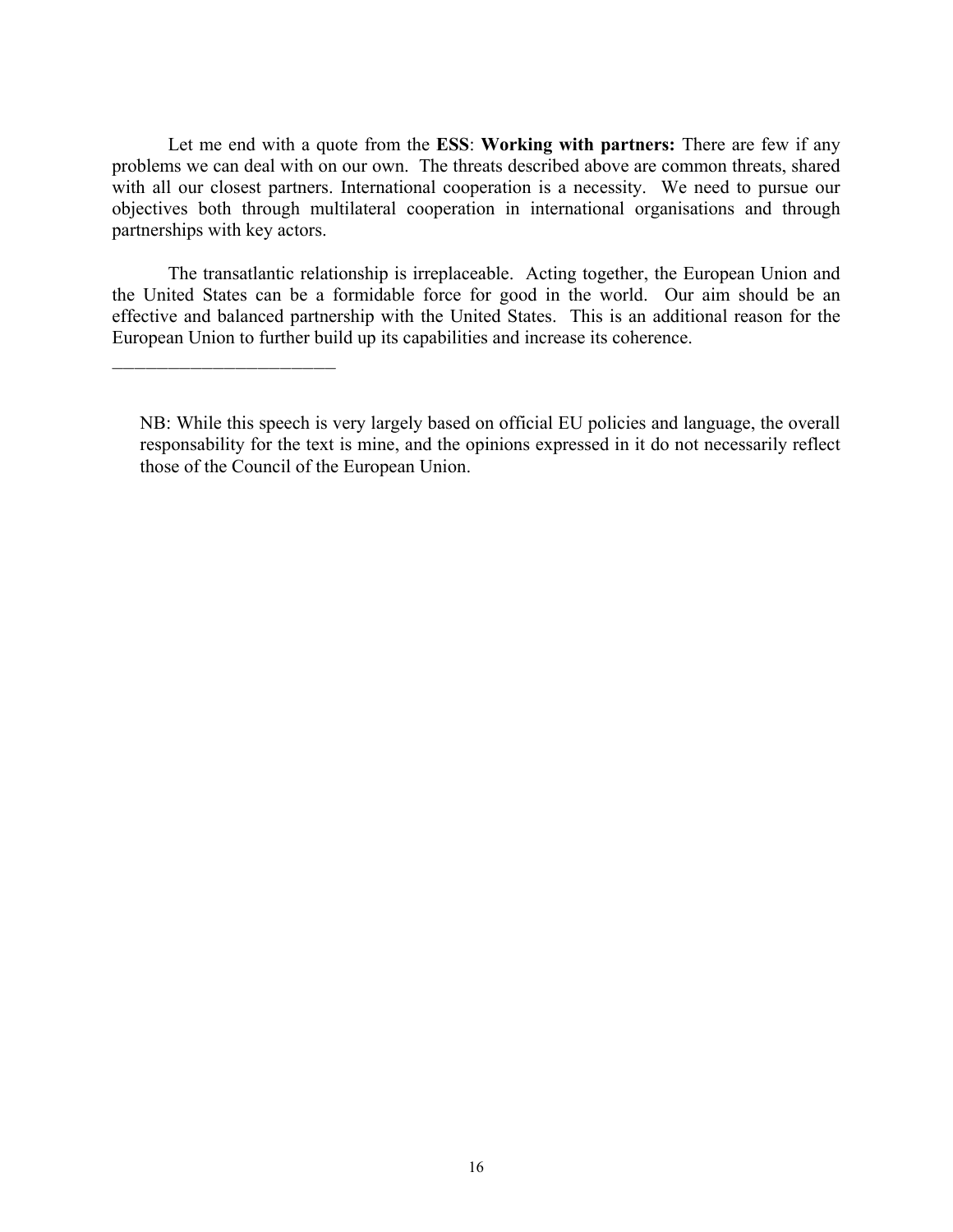Let me end with a quote from the **ESS**: **Working with partners:** There are few if any problems we can deal with on our own. The threats described above are common threats, shared with all our closest partners. International cooperation is a necessity. We need to pursue our objectives both through multilateral cooperation in international organisations and through partnerships with key actors.

The transatlantic relationship is irreplaceable. Acting together, the European Union and the United States can be a formidable force for good in the world. Our aim should be an effective and balanced partnership with the United States. This is an additional reason for the European Union to further build up its capabilities and increase its coherence.

________________________

NB: While this speech is very largely based on official EU policies and language, the overall responsability for the text is mine, and the opinions expressed in it do not necessarily reflect those of the Council of the European Union.